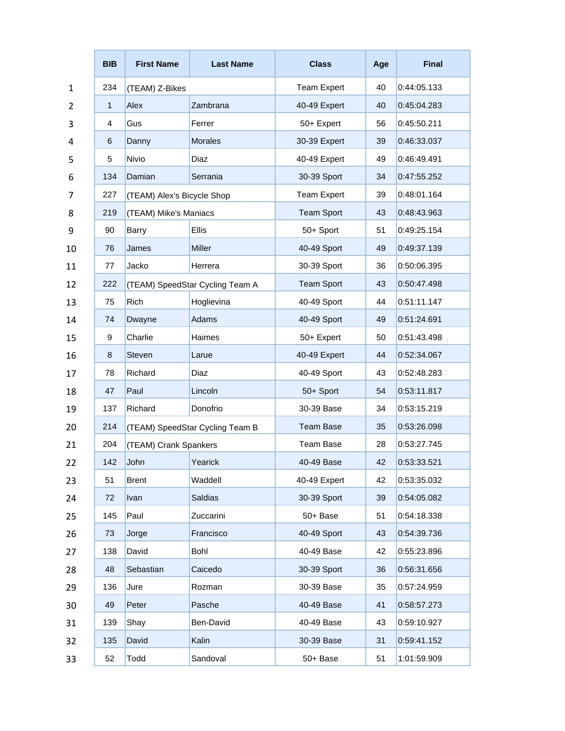| | BIB | First Name | Last Name | Class | Age | Final |
|---|---|---|---|---|---|---|
| 1 | 234 | (TEAM) Z-Bikes | | Team Expert | 40 | 0:44:05.133 |
| 2 | 1 | Alex | Zambrana | 40-49 Expert | 40 | 0:45:04.283 |
| 3 | 4 | Gus | Ferrer | 50+ Expert | 56 | 0:45:50.211 |
| 4 | 6 | Danny | Morales | 30-39 Expert | 39 | 0:46:33.037 |
| 5 | 5 | Nivio | Diaz | 40-49 Expert | 49 | 0:46:49.491 |
| 6 | 134 | Damian | Serrania | 30-39 Sport | 34 | 0:47:55.252 |
| 7 | 227 | (TEAM) Alex's Bicycle Shop | | Team Expert | 39 | 0:48:01.164 |
| 8 | 219 | (TEAM) Mike's Maniacs | | Team Sport | 43 | 0:48:43.963 |
| 9 | 90 | Barry | Ellis | 50+ Sport | 51 | 0:49:25.154 |
| 10 | 76 | James | Miller | 40-49 Sport | 49 | 0:49:37.139 |
| 11 | 77 | Jacko | Herrera | 30-39 Sport | 36 | 0:50:06.395 |
| 12 | 222 | (TEAM) SpeedStar Cycling Team A | | Team Sport | 43 | 0:50:47.498 |
| 13 | 75 | Rich | Hoglievina | 40-49 Sport | 44 | 0:51:11.147 |
| 14 | 74 | Dwayne | Adams | 40-49 Sport | 49 | 0:51:24.691 |
| 15 | 9 | Charlie | Haimes | 50+ Expert | 50 | 0:51:43.498 |
| 16 | 8 | Steven | Larue | 40-49 Expert | 44 | 0:52:34.067 |
| 17 | 78 | Richard | Diaz | 40-49 Sport | 43 | 0:52:48.283 |
| 18 | 47 | Paul | Lincoln | 50+ Sport | 54 | 0:53:11.817 |
| 19 | 137 | Richard | Donofrio | 30-39 Base | 34 | 0:53:15.219 |
| 20 | 214 | (TEAM) SpeedStar Cycling Team B | | Team Base | 35 | 0:53:26.098 |
| 21 | 204 | (TEAM) Crank Spankers | | Team Base | 28 | 0:53:27.745 |
| 22 | 142 | John | Yearick | 40-49 Base | 42 | 0:53:33.521 |
| 23 | 51 | Brent | Waddell | 40-49 Expert | 42 | 0:53:35.032 |
| 24 | 72 | Ivan | Saldias | 30-39 Sport | 39 | 0:54:05.082 |
| 25 | 145 | Paul | Zuccarini | 50+ Base | 51 | 0:54:18.338 |
| 26 | 73 | Jorge | Francisco | 40-49 Sport | 43 | 0:54:39.736 |
| 27 | 138 | David | Bohl | 40-49 Base | 42 | 0:55:23.896 |
| 28 | 48 | Sebastian | Caicedo | 30-39 Sport | 36 | 0:56:31.656 |
| 29 | 136 | Jure | Rozman | 30-39 Base | 35 | 0:57:24.959 |
| 30 | 49 | Peter | Pasche | 40-49 Base | 41 | 0:58:57.273 |
| 31 | 139 | Shay | Ben-David | 40-49 Base | 43 | 0:59:10.927 |
| 32 | 135 | David | Kalin | 30-39 Base | 31 | 0:59:41.152 |
| 33 | 52 | Todd | Sandoval | 50+ Base | 51 | 1:01:59.909 |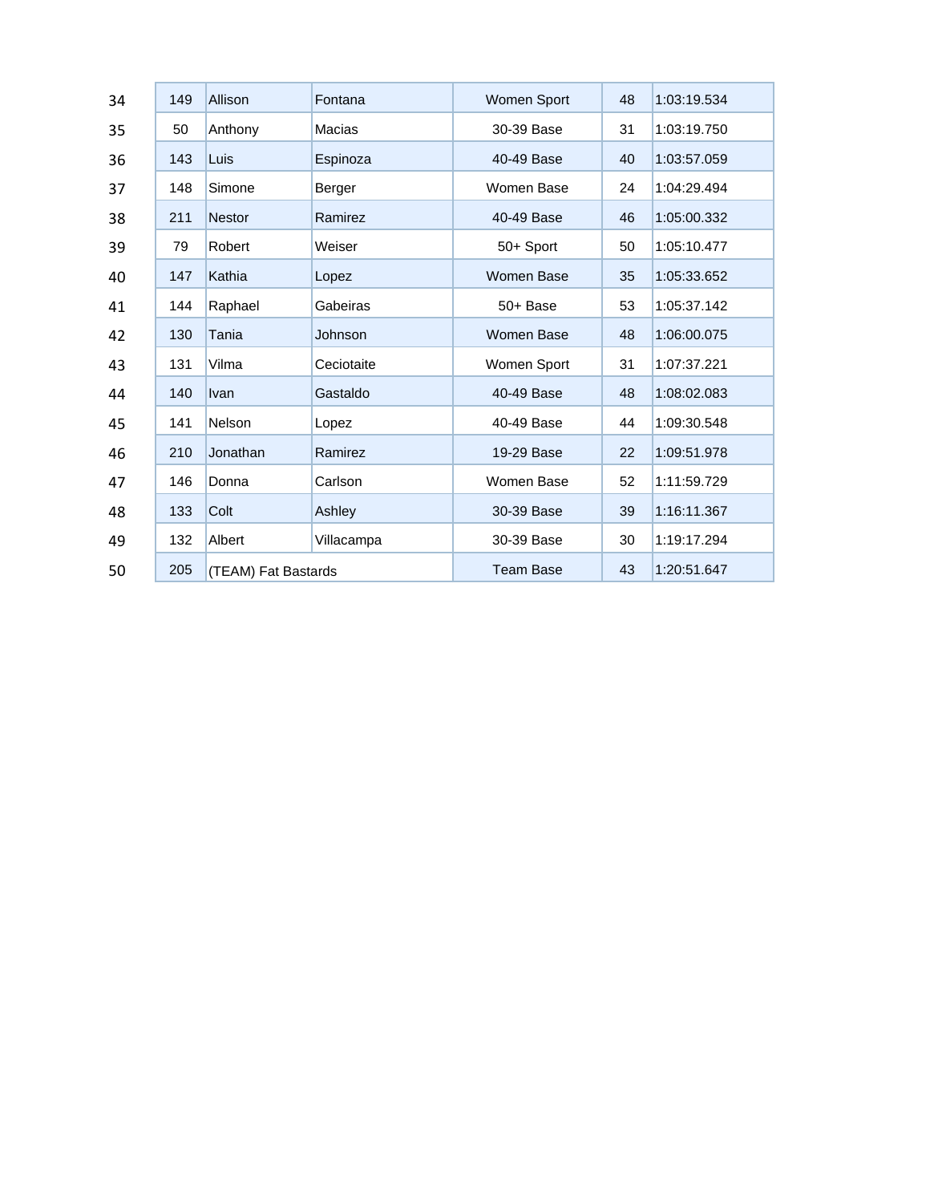| | | | | | | |
|---|---|---|---|---|---|---|
| 34 | 149 | Allison | Fontana | Women Sport | 48 | 1:03:19.534 |
| 35 | 50 | Anthony | Macias | 30-39 Base | 31 | 1:03:19.750 |
| 36 | 143 | Luis | Espinoza | 40-49 Base | 40 | 1:03:57.059 |
| 37 | 148 | Simone | Berger | Women Base | 24 | 1:04:29.494 |
| 38 | 211 | Nestor | Ramirez | 40-49 Base | 46 | 1:05:00.332 |
| 39 | 79 | Robert | Weiser | 50+ Sport | 50 | 1:05:10.477 |
| 40 | 147 | Kathia | Lopez | Women Base | 35 | 1:05:33.652 |
| 41 | 144 | Raphael | Gabeiras | 50+ Base | 53 | 1:05:37.142 |
| 42 | 130 | Tania | Johnson | Women Base | 48 | 1:06:00.075 |
| 43 | 131 | Vilma | Ceciotaite | Women Sport | 31 | 1:07:37.221 |
| 44 | 140 | Ivan | Gastaldo | 40-49 Base | 48 | 1:08:02.083 |
| 45 | 141 | Nelson | Lopez | 40-49 Base | 44 | 1:09:30.548 |
| 46 | 210 | Jonathan | Ramirez | 19-29 Base | 22 | 1:09:51.978 |
| 47 | 146 | Donna | Carlson | Women Base | 52 | 1:11:59.729 |
| 48 | 133 | Colt | Ashley | 30-39 Base | 39 | 1:16:11.367 |
| 49 | 132 | Albert | Villacampa | 30-39 Base | 30 | 1:19:17.294 |
| 50 | 205 | (TEAM) Fat Bastards | | Team Base | 43 | 1:20:51.647 |